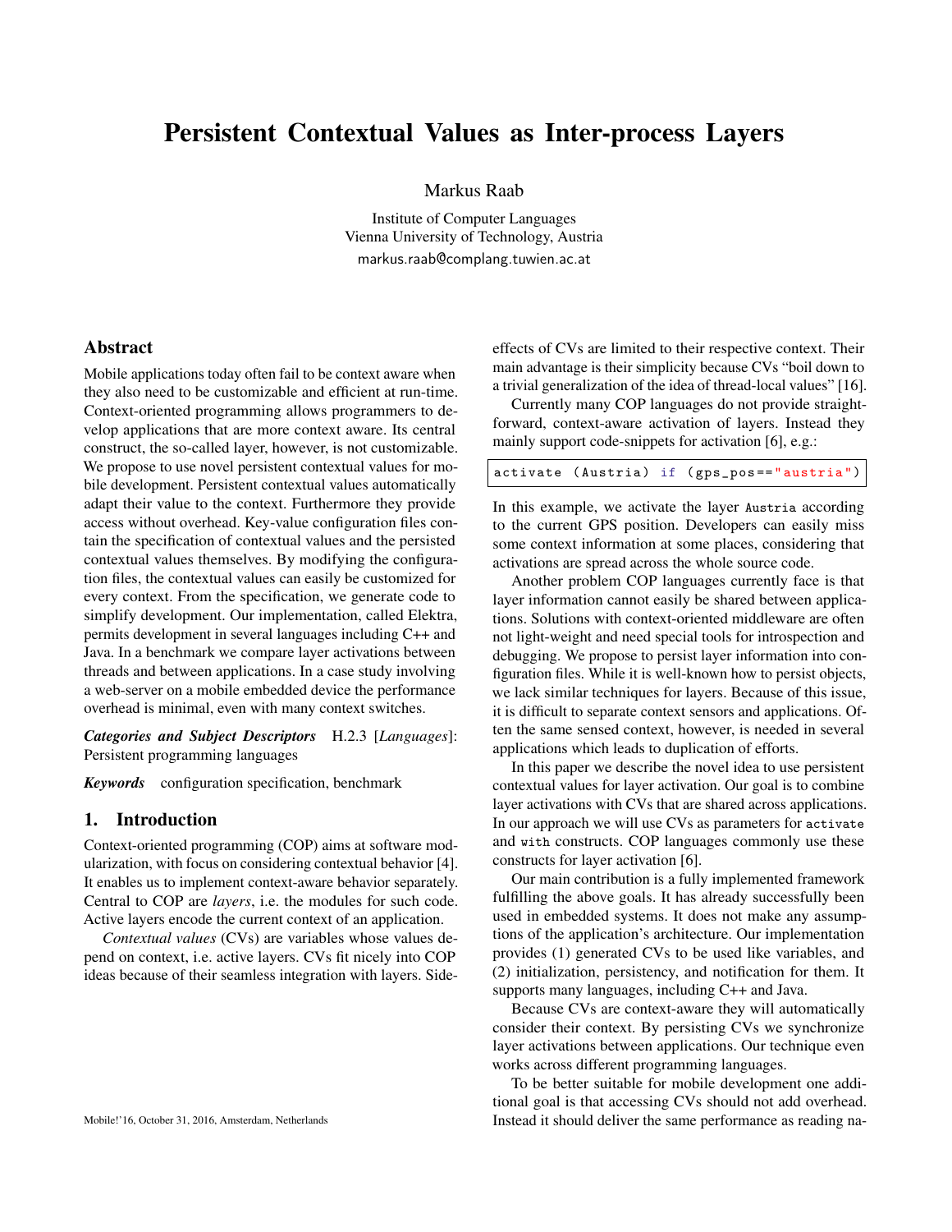# Persistent Contextual Values as Inter-process Layers

Markus Raab

Institute of Computer Languages
Vienna University of Technology, Austria
markus.raab@complang.tuwien.ac.at

## Abstract

Mobile applications today often fail to be context aware when they also need to be customizable and efficient at run-time. Context-oriented programming allows programmers to develop applications that are more context aware. Its central construct, the so-called layer, however, is not customizable. We propose to use novel persistent contextual values for mobile development. Persistent contextual values automatically adapt their value to the context. Furthermore they provide access without overhead. Key-value configuration files contain the specification of contextual values and the persisted contextual values themselves. By modifying the configuration files, the contextual values can easily be customized for every context. From the specification, we generate code to simplify development. Our implementation, called Elektra, permits development in several languages including C++ and Java. In a benchmark we compare layer activations between threads and between applications. In a case study involving a web-server on a mobile embedded device the performance overhead is minimal, even with many context switches.

***Categories and Subject Descriptors*** H.2.3 [*Languages*]: Persistent programming languages

***Keywords*** configuration specification, benchmark

## 1. Introduction

Context-oriented programming (COP) aims at software modularization, with focus on considering contextual behavior [4]. It enables us to implement context-aware behavior separately. Central to COP are *layers*, i.e. the modules for such code. Active layers encode the current context of an application.

*Contextual values* (CVs) are variables whose values depend on context, i.e. active layers. CVs fit nicely into COP ideas because of their seamless integration with layers. Side-effects of CVs are limited to their respective context. Their main advantage is their simplicity because CVs "boil down to a trivial generalization of the idea of thread-local values" [16].

Currently many COP languages do not provide straightforward, context-aware activation of layers. Instead they mainly support code-snippets for activation [6], e.g.:

```
activate (Austria) if (gps_pos=="austria")
```

In this example, we activate the layer `Austria` according to the current GPS position. Developers can easily miss some context information at some places, considering that activations are spread across the whole source code.

Another problem COP languages currently face is that layer information cannot easily be shared between applications. Solutions with context-oriented middleware are often not light-weight and need special tools for introspection and debugging. We propose to persist layer information into configuration files. While it is well-known how to persist objects, we lack similar techniques for layers. Because of this issue, it is difficult to separate context sensors and applications. Often the same sensed context, however, is needed in several applications which leads to duplication of efforts.

In this paper we describe the novel idea to use persistent contextual values for layer activation. Our goal is to combine layer activations with CVs that are shared across applications. In our approach we will use CVs as parameters for `activate` and `with` constructs. COP languages commonly use these constructs for layer activation [6].

Our main contribution is a fully implemented framework fulfilling the above goals. It has already successfully been used in embedded systems. It does not make any assumptions of the application's architecture. Our implementation provides (1) generated CVs to be used like variables, and (2) initialization, persistency, and notification for them. It supports many languages, including C++ and Java.

Because CVs are context-aware they will automatically consider their context. By persisting CVs we synchronize layer activations between applications. Our technique even works across different programming languages.

To be better suitable for mobile development one additional goal is that accessing CVs should not add overhead. Instead it should deliver the same performance as reading na-

Mobile!'16, October 31, 2016, Amsterdam, Netherlands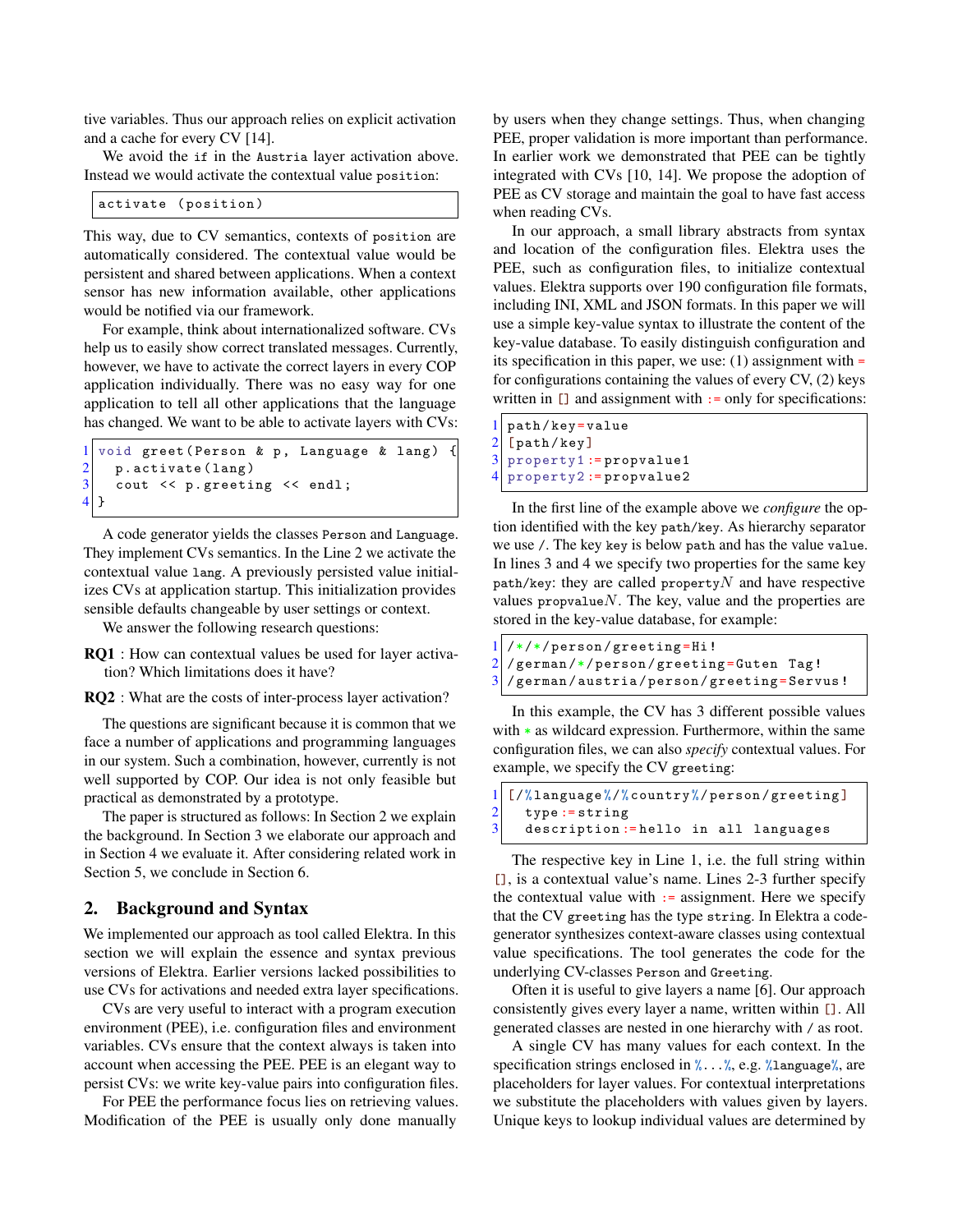tive variables. Thus our approach relies on explicit activation and a cache for every CV [14].

We avoid the `if` in the `Austria` layer activation above. Instead we would activate the contextual value `position`:

```
activate (position)
```

This way, due to CV semantics, contexts of `position` are automatically considered. The contextual value would be persistent and shared between applications. When a context sensor has new information available, other applications would be notified via our framework.

For example, think about internationalized software. CVs help us to easily show correct translated messages. Currently, however, we have to activate the correct layers in every COP application individually. There was no easy way for one application to tell all other applications that the language has changed. We want to be able to activate layers with CVs:

```
1 void greet(Person & p, Language & lang) {
2   p.activate(lang)
3   cout << p.greeting << endl;
4 }
```

A code generator yields the classes `Person` and `Language`. They implement CVs semantics. In the Line 2 we activate the contextual value `lang`. A previously persisted value initializes CVs at application startup. This initialization provides sensible defaults changeable by user settings or context.

We answer the following research questions:

**RQ1** : How can contextual values be used for layer activation? Which limitations does it have?

**RQ2** : What are the costs of inter-process layer activation?

The questions are significant because it is common that we face a number of applications and programming languages in our system. Such a combination, however, currently is not well supported by COP. Our idea is not only feasible but practical as demonstrated by a prototype.

The paper is structured as follows: In Section 2 we explain the background. In Section 3 we elaborate our approach and in Section 4 we evaluate it. After considering related work in Section 5, we conclude in Section 6.

## 2. Background and Syntax

We implemented our approach as tool called Elektra. In this section we will explain the essence and syntax previous versions of Elektra. Earlier versions lacked possibilities to use CVs for activations and needed extra layer specifications.

CVs are very useful to interact with a program execution environment (PEE), i.e. configuration files and environment variables. CVs ensure that the context always is taken into account when accessing the PEE. PEE is an elegant way to persist CVs: we write key-value pairs into configuration files.

For PEE the performance focus lies on retrieving values. Modification of the PEE is usually only done manually by users when they change settings. Thus, when changing PEE, proper validation is more important than performance. In earlier work we demonstrated that PEE can be tightly integrated with CVs [10, 14]. We propose the adoption of PEE as CV storage and maintain the goal to have fast access when reading CVs.

In our approach, a small library abstracts from syntax and location of the configuration files. Elektra uses the PEE, such as configuration files, to initialize contextual values. Elektra supports over 190 configuration file formats, including INI, XML and JSON formats. In this paper we will use a simple key-value syntax to illustrate the content of the key-value database. To easily distinguish configuration and its specification in this paper, we use: (1) assignment with `=` for configurations containing the values of every CV, (2) keys written in `[]` and assignment with `:=` only for specifications:

```
1 path/key=value
2 [path/key]
3 property1:=propvalue1
4 property2:=propvalue2
```

In the first line of the example above we *configure* the option identified with the key `path/key`. As hierarchy separator we use `/`. The key `key` is below `path` and has the value `value`. In lines 3 and 4 we specify two properties for the same key `path/key`: they are called property$N$ and have respective values propvalue$N$. The key, value and the properties are stored in the key-value database, for example:

```
1 /*/*/person/greeting=Hi!
2 /german/*/person/greeting=Guten Tag!
3 /german/austria/person/greeting=Servus!
```

In this example, the CV has 3 different possible values with `*` as wildcard expression. Furthermore, within the same configuration files, we can also *specify* contextual values. For example, we specify the CV `greeting`:

```
1 [/%language%/%country%/person/greeting]
2   type:=string
3   description:=hello in all languages
```

The respective key in Line 1, i.e. the full string within `[]`, is a contextual value's name. Lines 2-3 further specify the contextual value with `:=` assignment. Here we specify that the CV `greeting` has the type `string`. In Elektra a code-generator synthesizes context-aware classes using contextual value specifications. The tool generates the code for the underlying CV-classes `Person` and `Greeting`.

Often it is useful to give layers a name [6]. Our approach consistently gives every layer a name, written within `[]`. All generated classes are nested in one hierarchy with `/` as root.

A single CV has many values for each context. In the specification strings enclosed in `%...%`, e.g. `%language%`, are placeholders for layer values. For contextual interpretations we substitute the placeholders with values given by layers. Unique keys to lookup individual values are determined by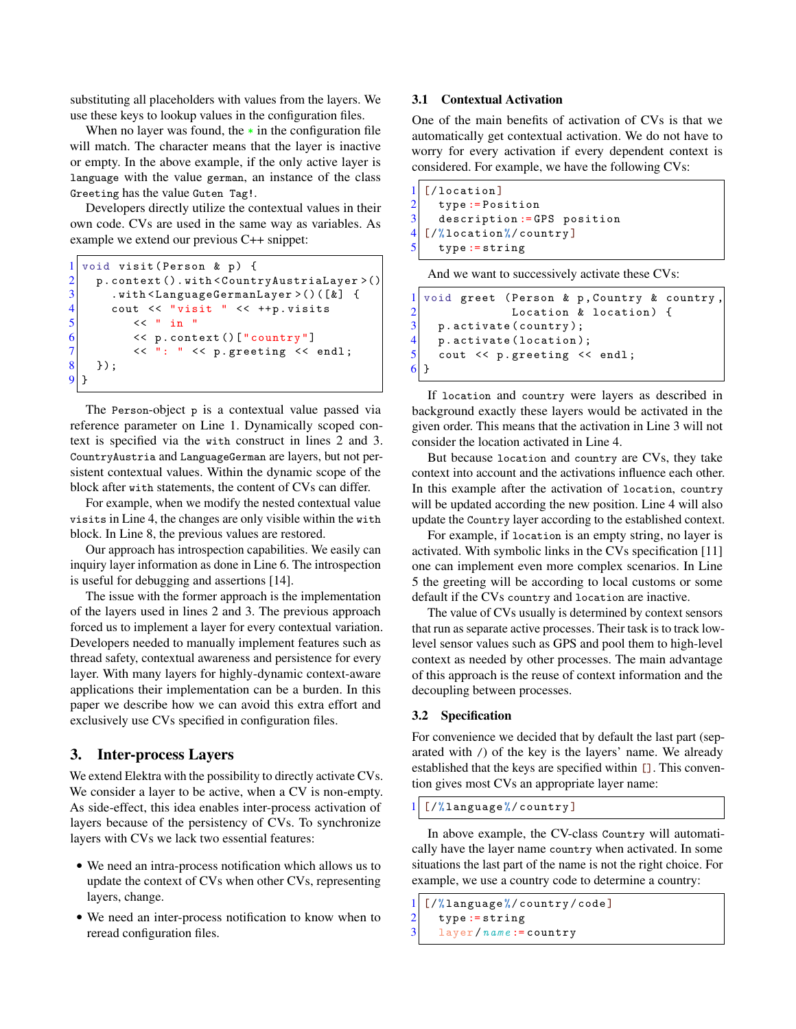substituting all placeholders with values from the layers. We use these keys to lookup values in the configuration files.

When no layer was found, the * in the configuration file will match. The character means that the layer is inactive or empty. In the above example, if the only active layer is `language` with the value `german`, an instance of the class `Greeting` has the value `Guten Tag!`.

Developers directly utilize the contextual values in their own code. CVs are used in the same way as variables. As example we extend our previous C++ snippet:

```
void visit(Person & p) {
  p.context().with<CountryAustriaLayer>()
    .with<LanguageGermanLayer>()([&] {
    cout << "visit " << ++p.visits
         << " in "
         << p.context()["country"]
         << ": " << p.greeting << endl;
  });
}
```

The `Person`-object `p` is a contextual value passed via reference parameter on Line 1. Dynamically scoped context is specified via the `with` construct in lines 2 and 3. `CountryAustria` and `LanguageGerman` are layers, but not persistent contextual values. Within the dynamic scope of the block after `with` statements, the content of CVs can differ.

For example, when we modify the nested contextual value `visits` in Line 4, the changes are only visible within the `with` block. In Line 8, the previous values are restored.

Our approach has introspection capabilities. We easily can inquiry layer information as done in Line 6. The introspection is useful for debugging and assertions [14].

The issue with the former approach is the implementation of the layers used in lines 2 and 3. The previous approach forced us to implement a layer for every contextual variation. Developers needed to manually implement features such as thread safety, contextual awareness and persistence for every layer. With many layers for highly-dynamic context-aware applications their implementation can be a burden. In this paper we describe how we can avoid this extra effort and exclusively use CVs specified in configuration files.

## 3. Inter-process Layers

We extend Elektra with the possibility to directly activate CVs. We consider a layer to be active, when a CV is non-empty. As side-effect, this idea enables inter-process activation of layers because of the persistency of CVs. To synchronize layers with CVs we lack two essential features:

- We need an intra-process notification which allows us to update the context of CVs when other CVs, representing layers, change.
- We need an inter-process notification to know when to reread configuration files.

### 3.1 Contextual Activation

One of the main benefits of activation of CVs is that we automatically get contextual activation. We do not have to worry for every activation if every dependent context is considered. For example, we have the following CVs:

```
[/location]
  type:=Position
  description:=GPS position
[/%location%/country]
  type:=string
```

And we want to successively activate these CVs:

```
void greet (Person & p,Country & country,
            Location & location) {
  p.activate(country);
  p.activate(location);
  cout << p.greeting << endl;
}
```

If `location` and `country` were layers as described in background exactly these layers would be activated in the given order. This means that the activation in Line 3 will not consider the location activated in Line 4.

But because `location` and `country` are CVs, they take context into account and the activations influence each other. In this example after the activation of `location`, `country` will be updated according the new position. Line 4 will also update the `Country` layer according to the established context.

For example, if `location` is an empty string, no layer is activated. With symbolic links in the CVs specification [11] one can implement even more complex scenarios. In Line 5 the greeting will be according to local customs or some default if the CVs `country` and `location` are inactive.

The value of CVs usually is determined by context sensors that run as separate active processes. Their task is to track low-level sensor values such as GPS and pool them to high-level context as needed by other processes. The main advantage of this approach is the reuse of context information and the decoupling between processes.

### 3.2 Specification

For convenience we decided that by default the last part (separated with `/`) of the key is the layers' name. We already established that the keys are specified within `[]`. This convention gives most CVs an appropriate layer name:

```
[/%language%/country]
```

In above example, the CV-class `Country` will automatically have the layer name `country` when activated. In some situations the last part of the name is not the right choice. For example, we use a country code to determine a country:

```
[/%language%/country/code]
  type:=string
  layer/name:=country
```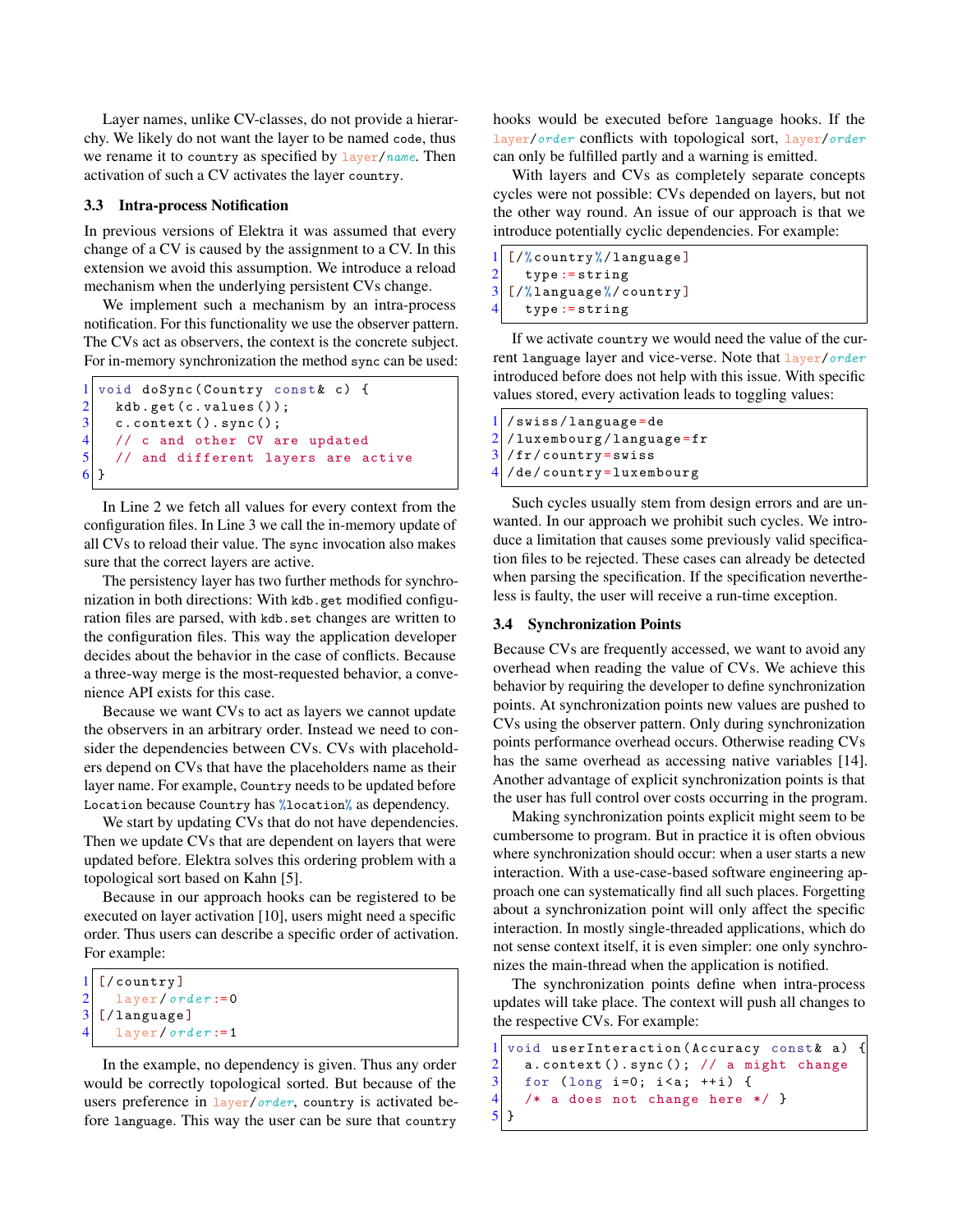Layer names, unlike CV-classes, do not provide a hierarchy. We likely do not want the layer to be named code, thus we rename it to country as specified by layer/*name*. Then activation of such a CV activates the layer country.

### 3.3 Intra-process Notification

In previous versions of Elektra it was assumed that every change of a CV is caused by the assignment to a CV. In this extension we avoid this assumption. We introduce a reload mechanism when the underlying persistent CVs change.

We implement such a mechanism by an intra-process notification. For this functionality we use the observer pattern. The CVs act as observers, the context is the concrete subject. For in-memory synchronization the method sync can be used:

```
1 void doSync(Country const& c) {
2   kdb.get(c.values());
3   c.context().sync();
4   // c and other CV are updated
5   // and different layers are active
6 }
```

In Line 2 we fetch all values for every context from the configuration files. In Line 3 we call the in-memory update of all CVs to reload their value. The sync invocation also makes sure that the correct layers are active.

The persistency layer has two further methods for synchronization in both directions: With kdb.get modified configuration files are parsed, with kdb.set changes are written to the configuration files. This way the application developer decides about the behavior in the case of conflicts. Because a three-way merge is the most-requested behavior, a convenience API exists for this case.

Because we want CVs to act as layers we cannot update the observers in an arbitrary order. Instead we need to consider the dependencies between CVs. CVs with placeholders depend on CVs that have the placeholders name as their layer name. For example, Country needs to be updated before Location because Country has %location% as dependency.

We start by updating CVs that do not have dependencies. Then we update CVs that are dependent on layers that were updated before. Elektra solves this ordering problem with a topological sort based on Kahn [5].

Because in our approach hooks can be registered to be executed on layer activation [10], users might need a specific order. Thus users can describe a specific order of activation. For example:

```
1 [/country]
2   layer/order:=0
3 [/language]
4   layer/order:=1
```

In the example, no dependency is given. Thus any order would be correctly topological sorted. But because of the users preference in layer/*order*, country is activated before language. This way the user can be sure that country hooks would be executed before language hooks. If the layer/*order* conflicts with topological sort, layer/*order* can only be fulfilled partly and a warning is emitted.

With layers and CVs as completely separate concepts cycles were not possible: CVs depended on layers, but not the other way round. An issue of our approach is that we introduce potentially cyclic dependencies. For example:

```
1 [/%country%/language]
2   type:=string
3 [/%language%/country]
4   type:=string
```

If we activate country we would need the value of the current language layer and vice-verse. Note that layer/*order* introduced before does not help with this issue. With specific values stored, every activation leads to toggling values:

```
1 /swiss/language=de
2 /luxembourg/language=fr
3 /fr/country=swiss
4 /de/country=luxembourg
```

Such cycles usually stem from design errors and are unwanted. In our approach we prohibit such cycles. We introduce a limitation that causes some previously valid specification files to be rejected. These cases can already be detected when parsing the specification. If the specification nevertheless is faulty, the user will receive a run-time exception.

### 3.4 Synchronization Points

Because CVs are frequently accessed, we want to avoid any overhead when reading the value of CVs. We achieve this behavior by requiring the developer to define synchronization points. At synchronization points new values are pushed to CVs using the observer pattern. Only during synchronization points performance overhead occurs. Otherwise reading CVs has the same overhead as accessing native variables [14]. Another advantage of explicit synchronization points is that the user has full control over costs occurring in the program.

Making synchronization points explicit might seem to be cumbersome to program. But in practice it is often obvious where synchronization should occur: when a user starts a new interaction. With a use-case-based software engineering approach one can systematically find all such places. Forgetting about a synchronization point will only affect the specific interaction. In mostly single-threaded applications, which do not sense context itself, it is even simpler: one only synchronizes the main-thread when the application is notified.

The synchronization points define when intra-process updates will take place. The context will push all changes to the respective CVs. For example:

```
1 void userInteraction(Accuracy const& a) {
2   a.context().sync(); // a might change
3   for (long i=0; i<a; ++i) {
4   /* a does not change here */ }
5 }
```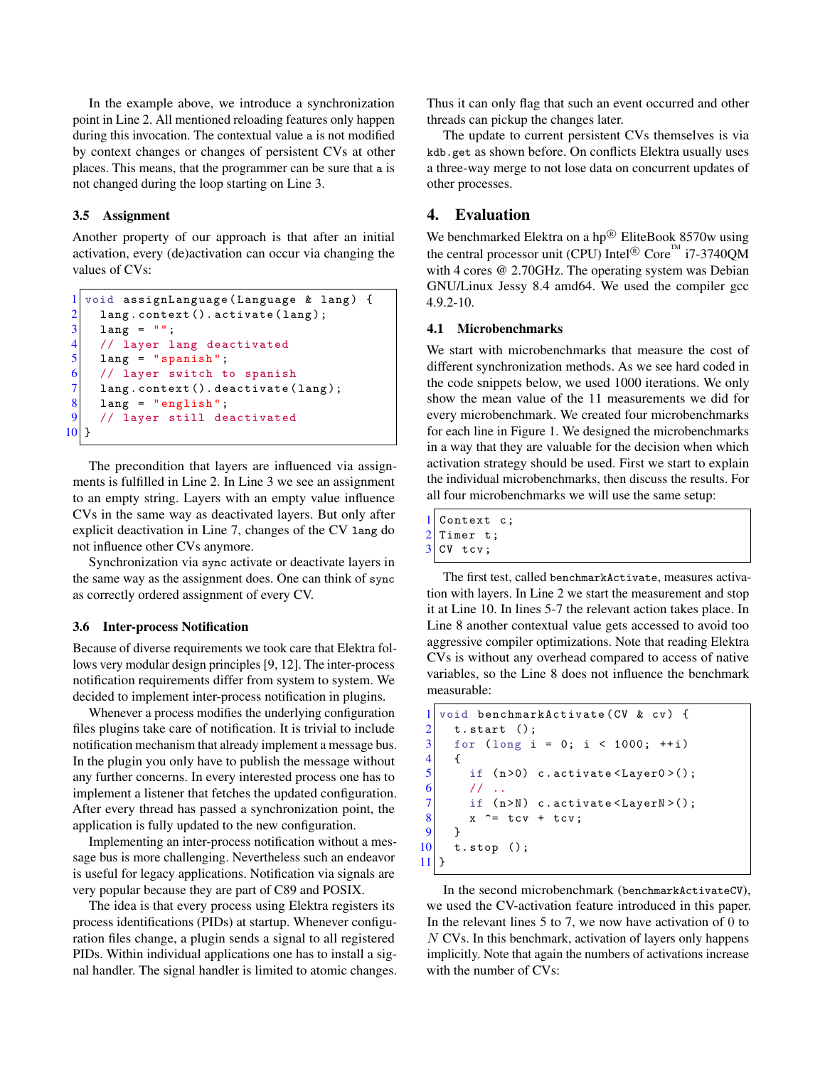In the example above, we introduce a synchronization point in Line 2. All mentioned reloading features only happen during this invocation. The contextual value `a` is not modified by context changes or changes of persistent CVs at other places. This means, that the programmer can be sure that `a` is not changed during the loop starting on Line 3.

### 3.5 Assignment

Another property of our approach is that after an initial activation, every (de)activation can occur via changing the values of CVs:

```
void assignLanguage(Language & lang) {
  lang.context().activate(lang);
  lang = "";
  // layer lang deactivated
  lang = "spanish";
  // layer switch to spanish
  lang.context().deactivate(lang);
  lang = "english";
  // layer still deactivated
}
```

The precondition that layers are influenced via assignments is fulfilled in Line 2. In Line 3 we see an assignment to an empty string. Layers with an empty value influence CVs in the same way as deactivated layers. But only after explicit deactivation in Line 7, changes of the CV `lang` do not influence other CVs anymore.

Synchronization via `sync` activate or deactivate layers in the same way as the assignment does. One can think of `sync` as correctly ordered assignment of every CV.

### 3.6 Inter-process Notification

Because of diverse requirements we took care that Elektra follows very modular design principles [9, 12]. The inter-process notification requirements differ from system to system. We decided to implement inter-process notification in plugins.

Whenever a process modifies the underlying configuration files plugins take care of notification. It is trivial to include notification mechanism that already implement a message bus. In the plugin you only have to publish the message without any further concerns. In every interested process one has to implement a listener that fetches the updated configuration. After every thread has passed a synchronization point, the application is fully updated to the new configuration.

Implementing an inter-process notification without a message bus is more challenging. Nevertheless such an endeavor is useful for legacy applications. Notification via signals are very popular because they are part of C89 and POSIX.

The idea is that every process using Elektra registers its process identifications (PIDs) at startup. Whenever configuration files change, a plugin sends a signal to all registered PIDs. Within individual applications one has to install a signal handler. The signal handler is limited to atomic changes. Thus it can only flag that such an event occurred and other threads can pickup the changes later.

The update to current persistent CVs themselves is via `kdb.get` as shown before. On conflicts Elektra usually uses a three-way merge to not lose data on concurrent updates of other processes.

## 4. Evaluation

We benchmarked Elektra on a hp® EliteBook 8570w using the central processor unit (CPU) Intel® Core™ i7-3740QM with 4 cores @ 2.70GHz. The operating system was Debian GNU/Linux Jessy 8.4 amd64. We used the compiler gcc 4.9.2-10.

### 4.1 Microbenchmarks

We start with microbenchmarks that measure the cost of different synchronization methods. As we see hard coded in the code snippets below, we used 1000 iterations. We only show the mean value of the 11 measurements we did for every microbenchmark. We created four microbenchmarks for each line in Figure 1. We designed the microbenchmarks in a way that they are valuable for the decision when which activation strategy should be used. First we start to explain the individual microbenchmarks, then discuss the results. For all four microbenchmarks we will use the same setup:

```
Context c;
Timer t;
CV tcv;
```

The first test, called `benchmarkActivate`, measures activation with layers. In Line 2 we start the measurement and stop it at Line 10. In lines 5-7 the relevant action takes place. In Line 8 another contextual value gets accessed to avoid too aggressive compiler optimizations. Note that reading Elektra CVs is without any overhead compared to access of native variables, so the Line 8 does not influence the benchmark measurable:

```
void benchmarkActivate(CV & cv) {
  t.start ();
  for (long i = 0; i < 1000; ++i)
  {
    if (n>0) c.activate<Layer0>();
    // ..
    if (n>N) c.activate<LayerN>();
    x ^= tcv + tcv;
  }
  t.stop ();
}
```

In the second microbenchmark (`benchmarkActivateCV`), we used the CV-activation feature introduced in this paper. In the relevant lines 5 to 7, we now have activation of $0$ to $N$ CVs. In this benchmark, activation of layers only happens implicitly. Note that again the numbers of activations increase with the number of CVs: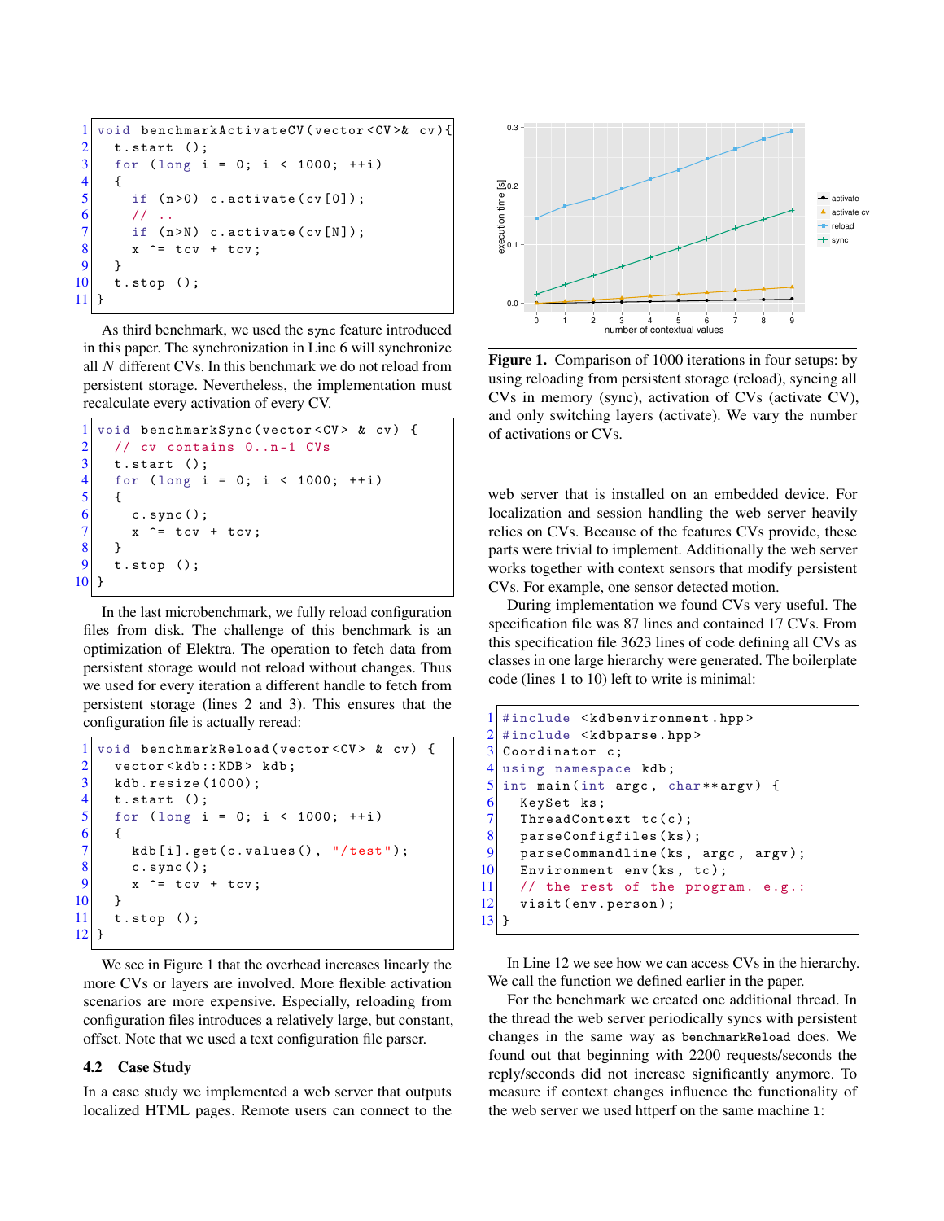```
void benchmarkActivateCV(vector<CV>& cv){
  t.start ();
  for (long i = 0; i < 1000; ++i)
  {
    if (n>0) c.activate(cv[0]);
    // ..
    if (n>N) c.activate(cv[N]);
    x ^= tcv + tcv;
  }
  t.stop ();
}
```

As third benchmark, we used the sync feature introduced in this paper. The synchronization in Line 6 will synchronize all $N$ different CVs. In this benchmark we do not reload from persistent storage. Nevertheless, the implementation must recalculate every activation of every CV.

```
void benchmarkSync(vector<CV> & cv) {
  // cv contains 0..n-1 CVs
  t.start ();
  for (long i = 0; i < 1000; ++i)
  {
    c.sync();
    x ^= tcv + tcv;
  }
  t.stop ();
}
```

In the last microbenchmark, we fully reload configuration files from disk. The challenge of this benchmark is an optimization of Elektra. The operation to fetch data from persistent storage would not reload without changes. Thus we used for every iteration a different handle to fetch from persistent storage (lines 2 and 3). This ensures that the configuration file is actually reread:

```
void benchmarkReload(vector<CV> & cv) {
  vector<kdb::KDB> kdb;
  kdb.resize(1000);
  t.start ();
  for (long i = 0; i < 1000; ++i)
  {
    kdb[i].get(c.values(), "/test");
    c.sync();
    x ^= tcv + tcv;
  }
  t.stop ();
}
```

We see in Figure 1 that the overhead increases linearly the more CVs or layers are involved. More flexible activation scenarios are more expensive. Especially, reloading from configuration files introduces a relatively large, but constant, offset. Note that we used a text configuration file parser.

**Figure 1.** Comparison of 1000 iterations in four setups: by using reloading from persistent storage (reload), syncing all CVs in memory (sync), activation of CVs (activate CV), and only switching layers (activate). We vary the number of activations or CVs.

### 4.2 Case Study

In a case study we implemented a web server that outputs localized HTML pages. Remote users can connect to the web server that is installed on an embedded device. For localization and session handling the web server heavily relies on CVs. Because of the features CVs provide, these parts were trivial to implement. Additionally the web server works together with context sensors that modify persistent CVs. For example, one sensor detected motion.

During implementation we found CVs very useful. The specification file was 87 lines and contained 17 CVs. From this specification file 3623 lines of code defining all CVs as classes in one large hierarchy were generated. The boilerplate code (lines 1 to 10) left to write is minimal:

```
#include <kdbenvironment.hpp>
#include <kdbparse.hpp>
Coordinator c;
using namespace kdb;
int main(int argc, char**argv) {
  KeySet ks;
  ThreadContext tc(c);
  parseConfigfiles(ks);
  parseCommandline(ks, argc, argv);
  Environment env(ks, tc);
  // the rest of the program. e.g.:
  visit(env.person);
}
```

In Line 12 we see how we can access CVs in the hierarchy. We call the function we defined earlier in the paper.

For the benchmark we created one additional thread. In the thread the web server periodically syncs with persistent changes in the same way as `benchmarkReload` does. We found out that beginning with 2200 requests/seconds the reply/seconds did not increase significantly anymore. To measure if context changes influence the functionality of the web server we used httperf on the same machine 1: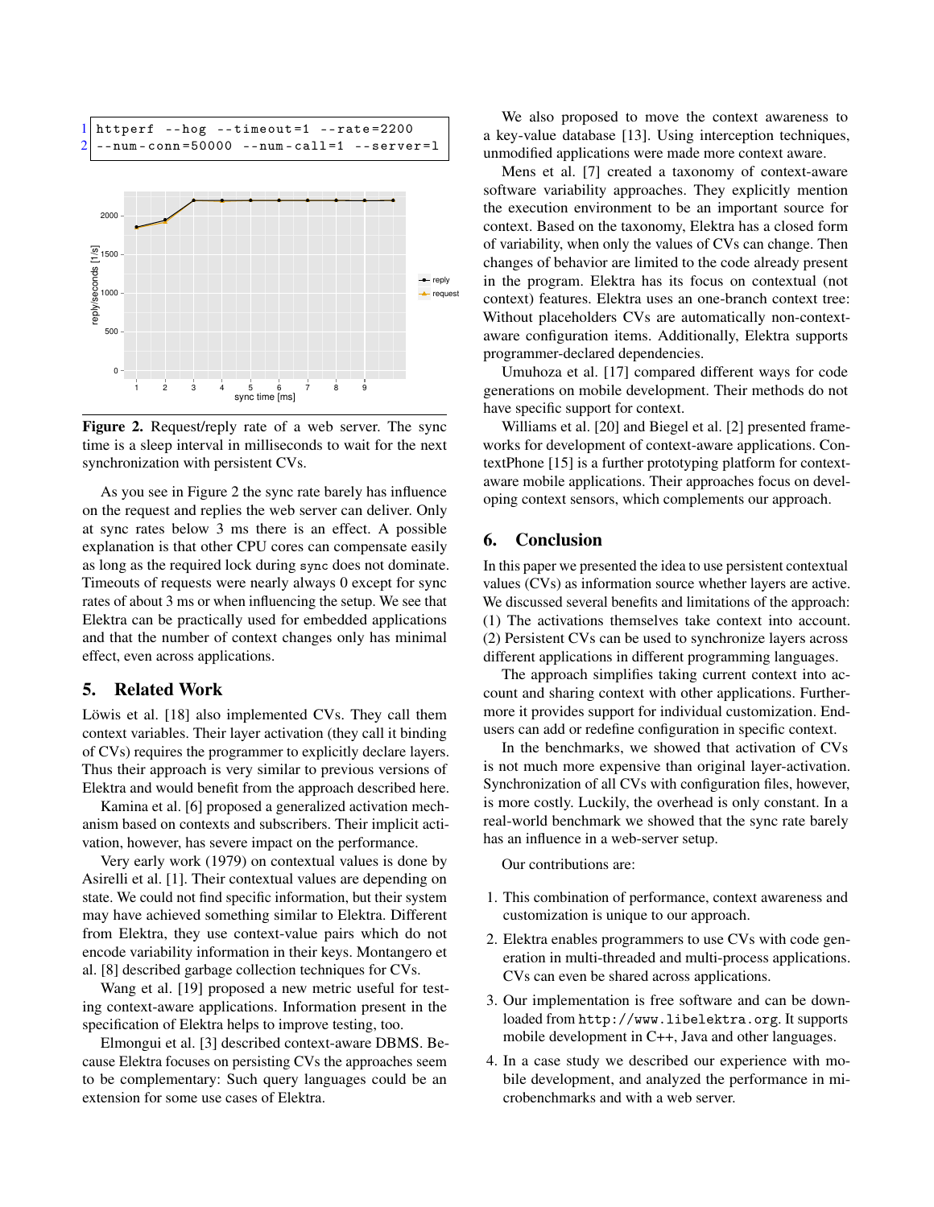```
httperf --hog --timeout=1 --rate=2200
--num-conn=50000 --num-call=1 --server=l
```

**Figure 2.** Request/reply rate of a web server. The sync time is a sleep interval in milliseconds to wait for the next synchronization with persistent CVs.

As you see in Figure 2 the sync rate barely has influence on the request and replies the web server can deliver. Only at sync rates below 3 ms there is an effect. A possible explanation is that other CPU cores can compensate easily as long as the required lock during `sync` does not dominate. Timeouts of requests were nearly always 0 except for sync rates of about 3 ms or when influencing the setup. We see that Elektra can be practically used for embedded applications and that the number of context changes only has minimal effect, even across applications.

## 5. Related Work

Löwis et al. [18] also implemented CVs. They call them context variables. Their layer activation (they call it binding of CVs) requires the programmer to explicitly declare layers. Thus their approach is very similar to previous versions of Elektra and would benefit from the approach described here.

Kamina et al. [6] proposed a generalized activation mechanism based on contexts and subscribers. Their implicit activation, however, has severe impact on the performance.

Very early work (1979) on contextual values is done by Asirelli et al. [1]. Their contextual values are depending on state. We could not find specific information, but their system may have achieved something similar to Elektra. Different from Elektra, they use context-value pairs which do not encode variability information in their keys. Montangero et al. [8] described garbage collection techniques for CVs.

Wang et al. [19] proposed a new metric useful for testing context-aware applications. Information present in the specification of Elektra helps to improve testing, too.

Elmongui et al. [3] described context-aware DBMS. Because Elektra focuses on persisting CVs the approaches seem to be complementary: Such query languages could be an extension for some use cases of Elektra.

We also proposed to move the context awareness to a key-value database [13]. Using interception techniques, unmodified applications were made more context aware.

Mens et al. [7] created a taxonomy of context-aware software variability approaches. They explicitly mention the execution environment to be an important source for context. Based on the taxonomy, Elektra has a closed form of variability, when only the values of CVs can change. Then changes of behavior are limited to the code already present in the program. Elektra has its focus on contextual (not context) features. Elektra uses an one-branch context tree: Without placeholders CVs are automatically non-context-aware configuration items. Additionally, Elektra supports programmer-declared dependencies.

Umuhoza et al. [17] compared different ways for code generations on mobile development. Their methods do not have specific support for context.

Williams et al. [20] and Biegel et al. [2] presented frameworks for development of context-aware applications. ContextPhone [15] is a further prototyping platform for context-aware mobile applications. Their approaches focus on developing context sensors, which complements our approach.

## 6. Conclusion

In this paper we presented the idea to use persistent contextual values (CVs) as information source whether layers are active. We discussed several benefits and limitations of the approach: (1) The activations themselves take context into account. (2) Persistent CVs can be used to synchronize layers across different applications in different programming languages.

The approach simplifies taking current context into account and sharing context with other applications. Furthermore it provides support for individual customization. End-users can add or redefine configuration in specific context.

In the benchmarks, we showed that activation of CVs is not much more expensive than original layer-activation. Synchronization of all CVs with configuration files, however, is more costly. Luckily, the overhead is only constant. In a real-world benchmark we showed that the sync rate barely has an influence in a web-server setup.

Our contributions are:

1. This combination of performance, context awareness and customization is unique to our approach.
2. Elektra enables programmers to use CVs with code generation in multi-threaded and multi-process applications. CVs can even be shared across applications.
3. Our implementation is free software and can be downloaded from `http://www.libelektra.org`. It supports mobile development in C++, Java and other languages.
4. In a case study we described our experience with mobile development, and analyzed the performance in microbenchmarks and with a web server.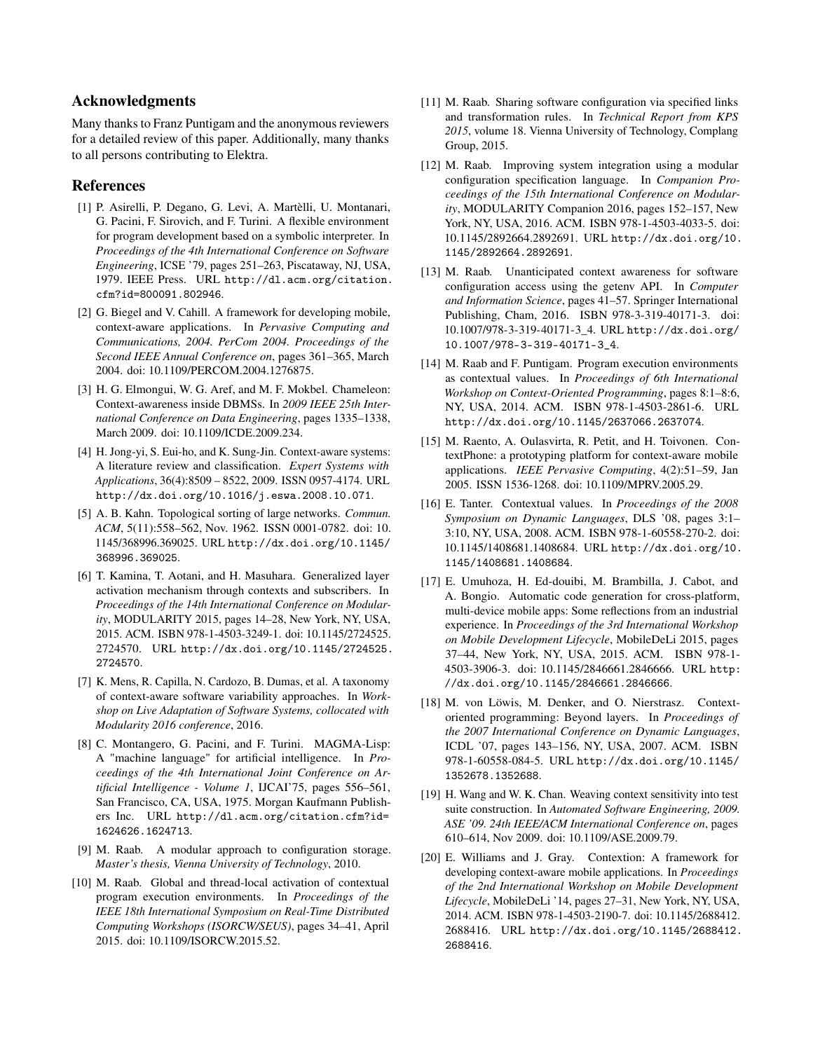## Acknowledgments

Many thanks to Franz Puntigam and the anonymous reviewers for a detailed review of this paper. Additionally, many thanks to all persons contributing to Elektra.

## References

[1] P. Asirelli, P. Degano, G. Levi, A. Martèlli, U. Montanari, G. Pacini, F. Sirovich, and F. Turini. A flexible environment for program development based on a symbolic interpreter. In *Proceedings of the 4th International Conference on Software Engineering*, ICSE '79, pages 251–263, Piscataway, NJ, USA, 1979. IEEE Press. URL http://dl.acm.org/citation.cfm?id=800091.802946.

[2] G. Biegel and V. Cahill. A framework for developing mobile, context-aware applications. In *Pervasive Computing and Communications, 2004. PerCom 2004. Proceedings of the Second IEEE Annual Conference on*, pages 361–365, March 2004. doi: 10.1109/PERCOM.2004.1276875.

[3] H. G. Elmongui, W. G. Aref, and M. F. Mokbel. Chameleon: Context-awareness inside DBMSs. In *2009 IEEE 25th International Conference on Data Engineering*, pages 1335–1338, March 2009. doi: 10.1109/ICDE.2009.234.

[4] H. Jong-yi, S. Eui-ho, and K. Sung-Jin. Context-aware systems: A literature review and classification. *Expert Systems with Applications*, 36(4):8509 – 8522, 2009. ISSN 0957-4174. URL http://dx.doi.org/10.1016/j.eswa.2008.10.071.

[5] A. B. Kahn. Topological sorting of large networks. *Commun. ACM*, 5(11):558–562, Nov. 1962. ISSN 0001-0782. doi: 10.1145/368996.369025. URL http://dx.doi.org/10.1145/368996.369025.

[6] T. Kamina, T. Aotani, and H. Masuhara. Generalized layer activation mechanism through contexts and subscribers. In *Proceedings of the 14th International Conference on Modularity*, MODULARITY 2015, pages 14–28, New York, NY, USA, 2015. ACM. ISBN 978-1-4503-3249-1. doi: 10.1145/2724525.2724570. URL http://dx.doi.org/10.1145/2724525.2724570.

[7] K. Mens, R. Capilla, N. Cardozo, B. Dumas, et al. A taxonomy of context-aware software variability approaches. In *Workshop on Live Adaptation of Software Systems, collocated with Modularity 2016 conference*, 2016.

[8] C. Montangero, G. Pacini, and F. Turini. MAGMA-Lisp: A "machine language" for artificial intelligence. In *Proceedings of the 4th International Joint Conference on Artificial Intelligence - Volume 1*, IJCAI'75, pages 556–561, San Francisco, CA, USA, 1975. Morgan Kaufmann Publishers Inc. URL http://dl.acm.org/citation.cfm?id=1624626.1624713.

[9] M. Raab. A modular approach to configuration storage. *Master's thesis, Vienna University of Technology*, 2010.

[10] M. Raab. Global and thread-local activation of contextual program execution environments. In *Proceedings of the IEEE 18th International Symposium on Real-Time Distributed Computing Workshops (ISORCW/SEUS)*, pages 34–41, April 2015. doi: 10.1109/ISORCW.2015.52.

[11] M. Raab. Sharing software configuration via specified links and transformation rules. In *Technical Report from KPS 2015*, volume 18. Vienna University of Technology, Complang Group, 2015.

[12] M. Raab. Improving system integration using a modular configuration specification language. In *Companion Proceedings of the 15th International Conference on Modularity*, MODULARITY Companion 2016, pages 152–157, New York, NY, USA, 2016. ACM. ISBN 978-1-4503-4033-5. doi: 10.1145/2892664.2892691. URL http://dx.doi.org/10.1145/2892664.2892691.

[13] M. Raab. Unanticipated context awareness for software configuration access using the getenv API. In *Computer and Information Science*, pages 41–57. Springer International Publishing, Cham, 2016. ISBN 978-3-319-40171-3. doi: 10.1007/978-3-319-40171-3_4. URL http://dx.doi.org/10.1007/978-3-319-40171-3_4.

[14] M. Raab and F. Puntigam. Program execution environments as contextual values. In *Proceedings of 6th International Workshop on Context-Oriented Programming*, pages 8:1–8:6, NY, USA, 2014. ACM. ISBN 978-1-4503-2861-6. URL http://dx.doi.org/10.1145/2637066.2637074.

[15] M. Raento, A. Oulasvirta, R. Petit, and H. Toivonen. ContextPhone: a prototyping platform for context-aware mobile applications. *IEEE Pervasive Computing*, 4(2):51–59, Jan 2005. ISSN 1536-1268. doi: 10.1109/MPRV.2005.29.

[16] E. Tanter. Contextual values. In *Proceedings of the 2008 Symposium on Dynamic Languages*, DLS '08, pages 3:1–3:10, NY, USA, 2008. ACM. ISBN 978-1-60558-270-2. doi: 10.1145/1408681.1408684. URL http://dx.doi.org/10.1145/1408681.1408684.

[17] E. Umuhoza, H. Ed-douibi, M. Brambilla, J. Cabot, and A. Bongio. Automatic code generation for cross-platform, multi-device mobile apps: Some reflections from an industrial experience. In *Proceedings of the 3rd International Workshop on Mobile Development Lifecycle*, MobileDeLi 2015, pages 37–44, New York, NY, USA, 2015. ACM. ISBN 978-1-4503-3906-3. doi: 10.1145/2846661.2846666. URL http://dx.doi.org/10.1145/2846661.2846666.

[18] M. von Löwis, M. Denker, and O. Nierstrasz. Context-oriented programming: Beyond layers. In *Proceedings of the 2007 International Conference on Dynamic Languages*, ICDL '07, pages 143–156, NY, USA, 2007. ACM. ISBN 978-1-60558-084-5. URL http://dx.doi.org/10.1145/1352678.1352688.

[19] H. Wang and W. K. Chan. Weaving context sensitivity into test suite construction. In *Automated Software Engineering, 2009. ASE '09. 24th IEEE/ACM International Conference on*, pages 610–614, Nov 2009. doi: 10.1109/ASE.2009.79.

[20] E. Williams and J. Gray. Contextion: A framework for developing context-aware mobile applications. In *Proceedings of the 2nd International Workshop on Mobile Development Lifecycle*, MobileDeLi '14, pages 27–31, New York, NY, USA, 2014. ACM. ISBN 978-1-4503-2190-7. doi: 10.1145/2688412.2688416. URL http://dx.doi.org/10.1145/2688412.2688416.